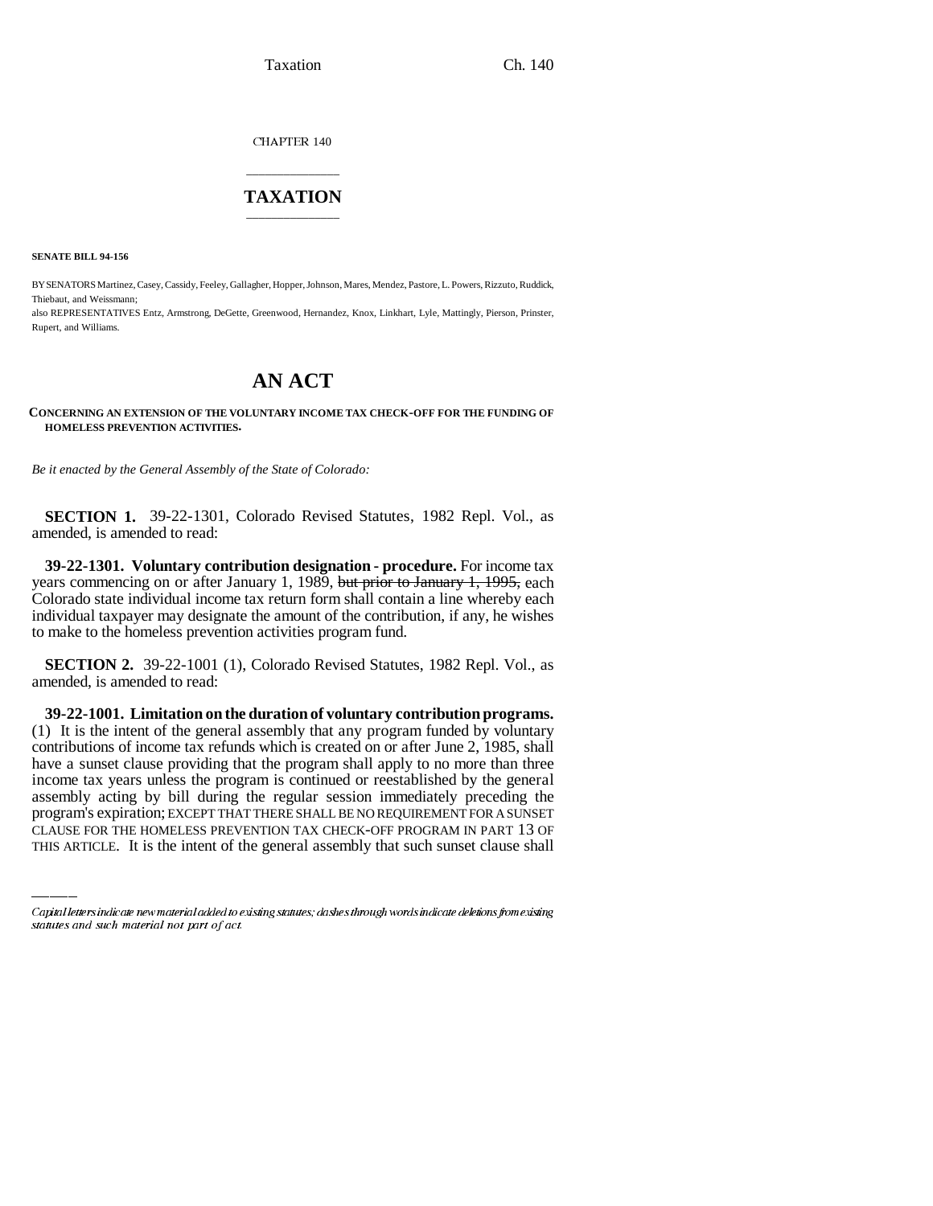CHAPTER 140

# TAXATION

**SENATE BILL 94-156**

BY SENATORS Martinez, Casey, Cassidy, Feeley, Gallagher, Hopper, Johnson, Mares, Mendez, Pastore, L. Powers, Rizzuto, Ruddick, Thiebaut, and Weissmann;

also REPRESENTATIVES Entz, Armstrong, DeGette, Greenwood, Hernandez, Knox, Linkhart, Lyle, Mattingly, Pierson, Prinster, Rupert, and Williams.

# AN ACT

**CONCERNING AN EXTENSION OF THE VOLUNTARY INCOME TAX CHECK-OFF FOR THE FUNDING OF HOMELESS PREVENTION ACTIVITIES.**

*Be it enacted by the General Assembly of the State of Colorado:*

**SECTION 1.** 39-22-1301, Colorado Revised Statutes, 1982 Repl. Vol., as amended, is amended to read:

**39-22-1301. Voluntary contribution designation - procedure.** For income tax years commencing on or after January 1, 1989, ~~but prior to January 1, 1995,~~ each Colorado state individual income tax return form shall contain a line whereby each individual taxpayer may designate the amount of the contribution, if any, he wishes to make to the homeless prevention activities program fund.

**SECTION 2.** 39-22-1001 (1), Colorado Revised Statutes, 1982 Repl. Vol., as amended, is amended to read:

**39-22-1001. Limitation on the duration of voluntary contribution programs.** (1) It is the intent of the general assembly that any program funded by voluntary contributions of income tax refunds which is created on or after June 2, 1985, shall have a sunset clause providing that the program shall apply to no more than three income tax years unless the program is continued or reestablished by the general assembly acting by bill during the regular session immediately preceding the program's expiration; EXCEPT THAT THERE SHALL BE NO REQUIREMENT FOR A SUNSET CLAUSE FOR THE HOMELESS PREVENTION TAX CHECK-OFF PROGRAM IN PART 13 OF THIS ARTICLE. It is the intent of the general assembly that such sunset clause shall

*Capital letters indicate new material added to existing statutes; dashes through words indicate deletions from existing statutes and such material not part of act.*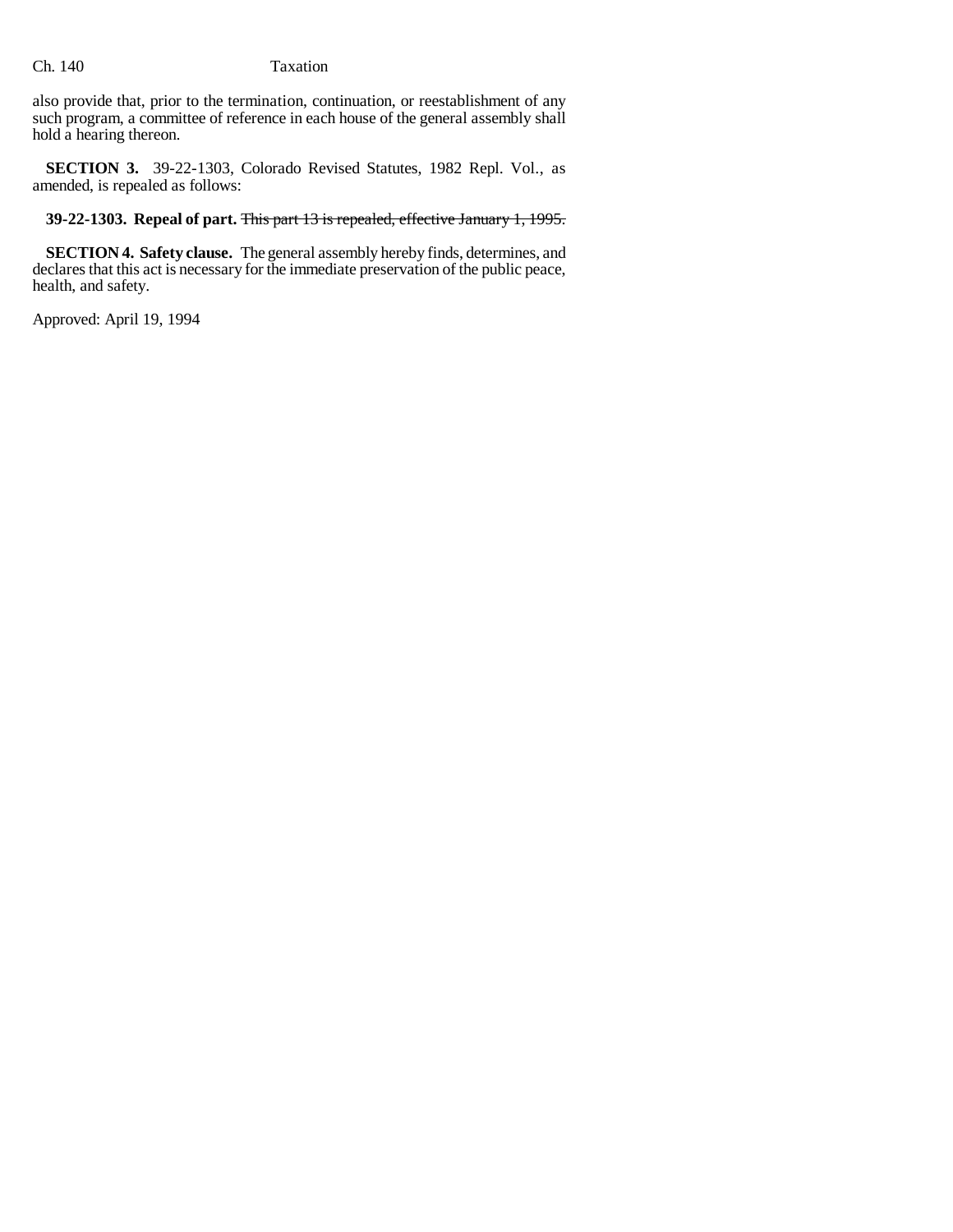also provide that, prior to the termination, continuation, or reestablishment of any such program, a committee of reference in each house of the general assembly shall hold a hearing thereon.

**SECTION 3.** 39-22-1303, Colorado Revised Statutes, 1982 Repl. Vol., as amended, is repealed as follows:

**39-22-1303. Repeal of part.** ~~This part 13 is repealed, effective January 1, 1995.~~

**SECTION 4. Safety clause.** The general assembly hereby finds, determines, and declares that this act is necessary for the immediate preservation of the public peace, health, and safety.

Approved: April 19, 1994